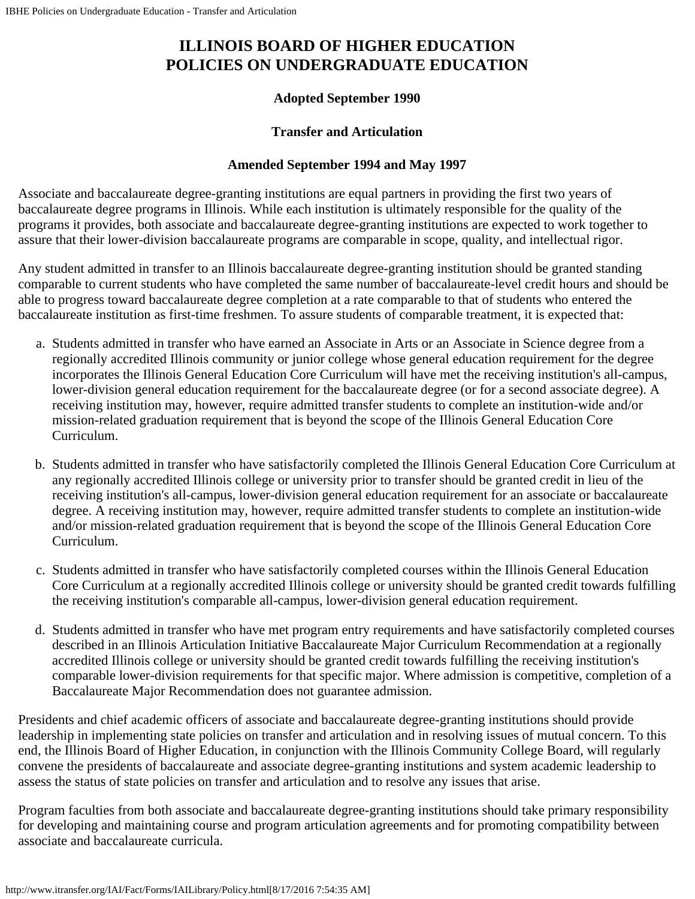# ILLINOIS BOARD OF HIGHER EDUCATION
# POLICIES ON UNDERGRADUATE EDUCATION

**Adopted September 1990**

**Transfer and Articulation**

**Amended September 1994 and May 1997**

Associate and baccalaureate degree-granting institutions are equal partners in providing the first two years of baccalaureate degree programs in Illinois. While each institution is ultimately responsible for the quality of the programs it provides, both associate and baccalaureate degree-granting institutions are expected to work together to assure that their lower-division baccalaureate programs are comparable in scope, quality, and intellectual rigor.

Any student admitted in transfer to an Illinois baccalaureate degree-granting institution should be granted standing comparable to current students who have completed the same number of baccalaureate-level credit hours and should be able to progress toward baccalaureate degree completion at a rate comparable to that of students who entered the baccalaureate institution as first-time freshmen. To assure students of comparable treatment, it is expected that:

a. Students admitted in transfer who have earned an Associate in Arts or an Associate in Science degree from a regionally accredited Illinois community or junior college whose general education requirement for the degree incorporates the Illinois General Education Core Curriculum will have met the receiving institution's all-campus, lower-division general education requirement for the baccalaureate degree (or for a second associate degree). A receiving institution may, however, require admitted transfer students to complete an institution-wide and/or mission-related graduation requirement that is beyond the scope of the Illinois General Education Core Curriculum.

b. Students admitted in transfer who have satisfactorily completed the Illinois General Education Core Curriculum at any regionally accredited Illinois college or university prior to transfer should be granted credit in lieu of the receiving institution's all-campus, lower-division general education requirement for an associate or baccalaureate degree. A receiving institution may, however, require admitted transfer students to complete an institution-wide and/or mission-related graduation requirement that is beyond the scope of the Illinois General Education Core Curriculum.

c. Students admitted in transfer who have satisfactorily completed courses within the Illinois General Education Core Curriculum at a regionally accredited Illinois college or university should be granted credit towards fulfilling the receiving institution's comparable all-campus, lower-division general education requirement.

d. Students admitted in transfer who have met program entry requirements and have satisfactorily completed courses described in an Illinois Articulation Initiative Baccalaureate Major Curriculum Recommendation at a regionally accredited Illinois college or university should be granted credit towards fulfilling the receiving institution's comparable lower-division requirements for that specific major. Where admission is competitive, completion of a Baccalaureate Major Recommendation does not guarantee admission.

Presidents and chief academic officers of associate and baccalaureate degree-granting institutions should provide leadership in implementing state policies on transfer and articulation and in resolving issues of mutual concern. To this end, the Illinois Board of Higher Education, in conjunction with the Illinois Community College Board, will regularly convene the presidents of baccalaureate and associate degree-granting institutions and system academic leadership to assess the status of state policies on transfer and articulation and to resolve any issues that arise.

Program faculties from both associate and baccalaureate degree-granting institutions should take primary responsibility for developing and maintaining course and program articulation agreements and for promoting compatibility between associate and baccalaureate curricula.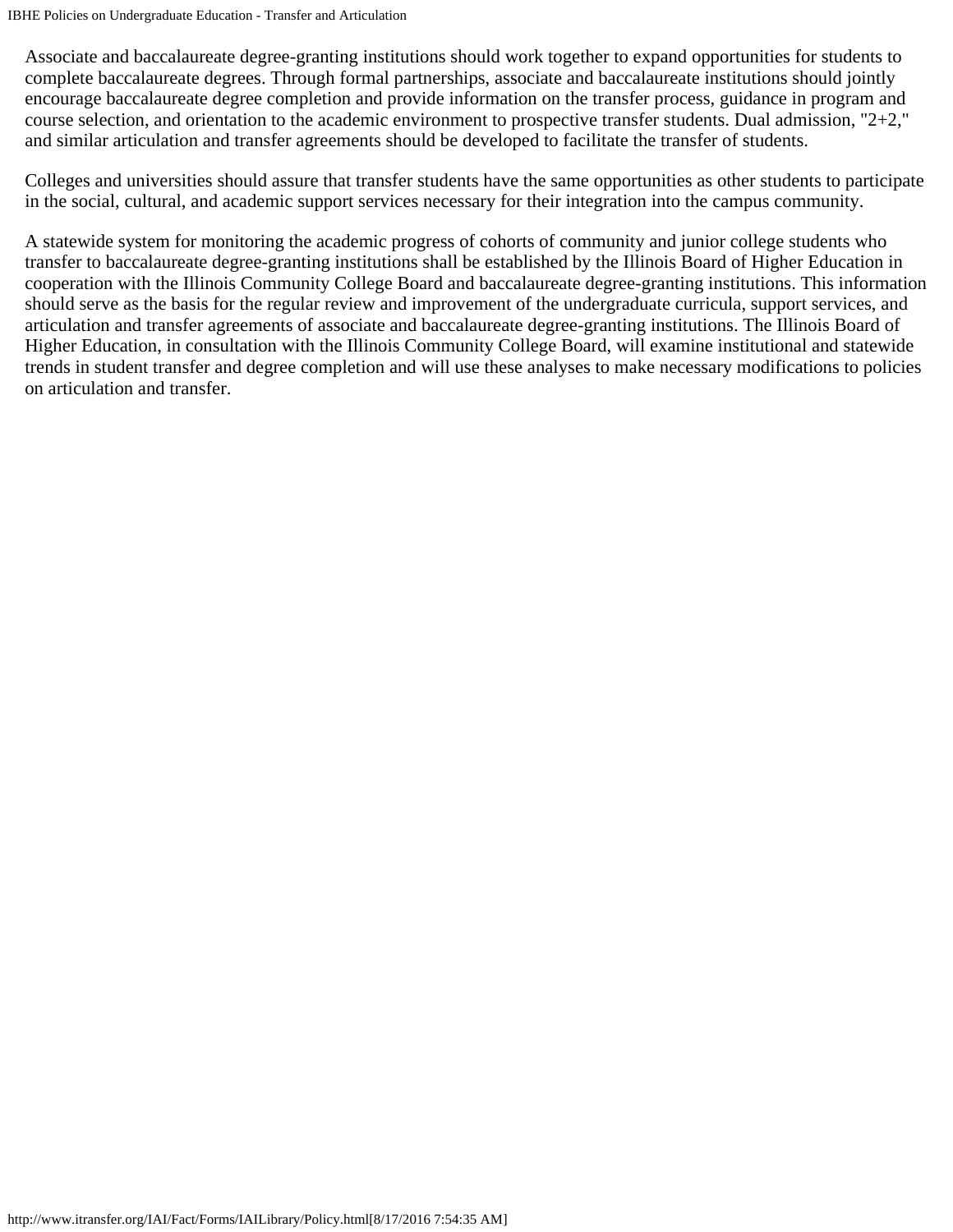Associate and baccalaureate degree-granting institutions should work together to expand opportunities for students to complete baccalaureate degrees. Through formal partnerships, associate and baccalaureate institutions should jointly encourage baccalaureate degree completion and provide information on the transfer process, guidance in program and course selection, and orientation to the academic environment to prospective transfer students. Dual admission, "2+2," and similar articulation and transfer agreements should be developed to facilitate the transfer of students.

Colleges and universities should assure that transfer students have the same opportunities as other students to participate in the social, cultural, and academic support services necessary for their integration into the campus community.

A statewide system for monitoring the academic progress of cohorts of community and junior college students who transfer to baccalaureate degree-granting institutions shall be established by the Illinois Board of Higher Education in cooperation with the Illinois Community College Board and baccalaureate degree-granting institutions. This information should serve as the basis for the regular review and improvement of the undergraduate curricula, support services, and articulation and transfer agreements of associate and baccalaureate degree-granting institutions. The Illinois Board of Higher Education, in consultation with the Illinois Community College Board, will examine institutional and statewide trends in student transfer and degree completion and will use these analyses to make necessary modifications to policies on articulation and transfer.